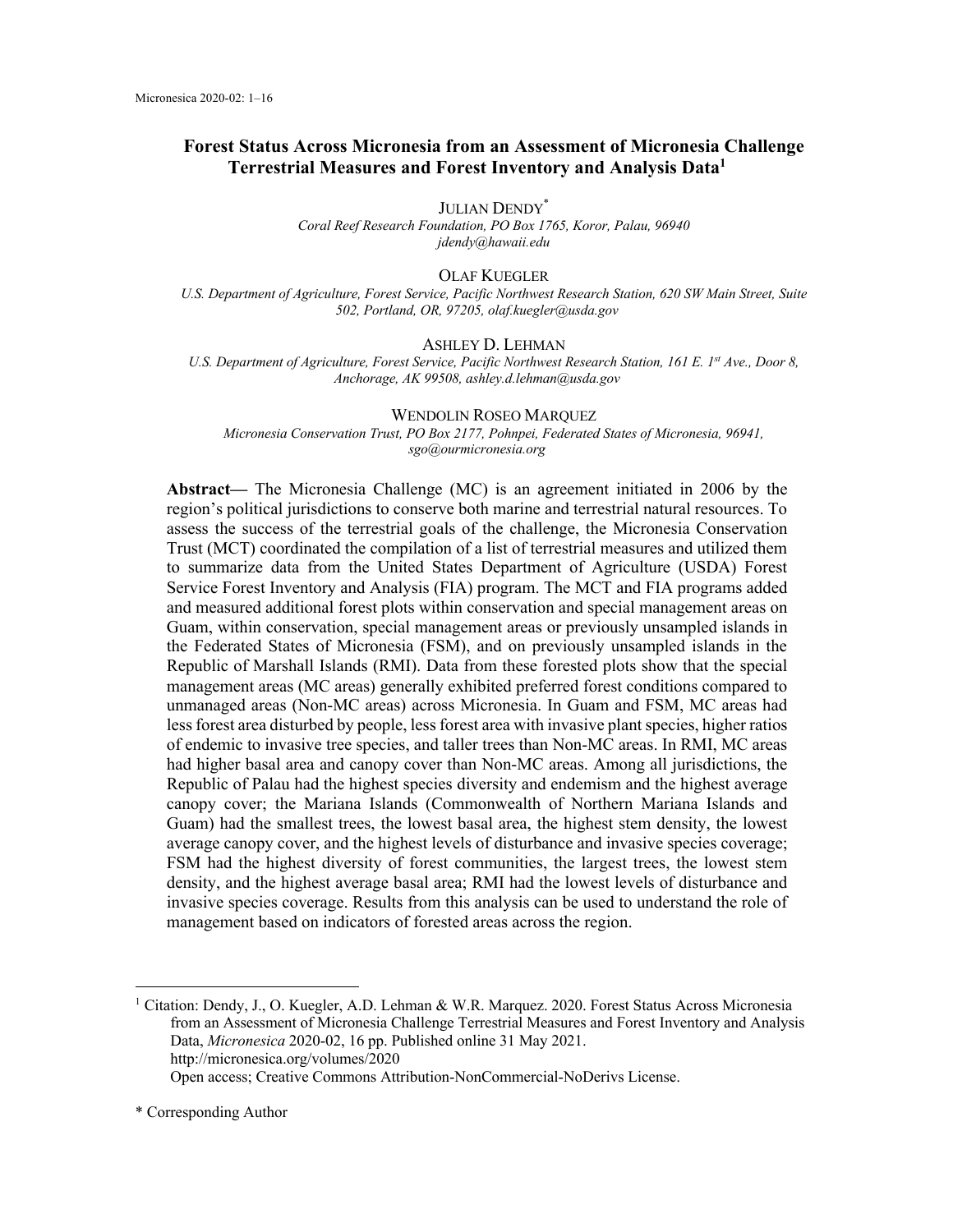# Forest Status Across Micronesia from an Assessment of Micronesia Challenge Terrestrial Measures and Forest Inventory and Analysis Data[1]

JULIAN DENDY*

*Coral Reef Research Foundation, PO Box 1765, Koror, Palau, 96940*
*jdendy@hawaii.edu*

OLAF KUEGLER

*U.S. Department of Agriculture, Forest Service, Pacific Northwest Research Station, 620 SW Main Street, Suite 502, Portland, OR, 97205, olaf.kuegler@usda.gov*

ASHLEY D. LEHMAN

*U.S. Department of Agriculture, Forest Service, Pacific Northwest Research Station, 161 E. 1st Ave., Door 8, Anchorage, AK 99508, ashley.d.lehman@usda.gov*

WENDOLIN ROSEO MARQUEZ

*Micronesia Conservation Trust, PO Box 2177, Pohnpei, Federated States of Micronesia, 96941, sgo@ourmicronesia.org*

**Abstract—** The Micronesia Challenge (MC) is an agreement initiated in 2006 by the region's political jurisdictions to conserve both marine and terrestrial natural resources. To assess the success of the terrestrial goals of the challenge, the Micronesia Conservation Trust (MCT) coordinated the compilation of a list of terrestrial measures and utilized them to summarize data from the United States Department of Agriculture (USDA) Forest Service Forest Inventory and Analysis (FIA) program. The MCT and FIA programs added and measured additional forest plots within conservation and special management areas on Guam, within conservation, special management areas or previously unsampled islands in the Federated States of Micronesia (FSM), and on previously unsampled islands in the Republic of Marshall Islands (RMI). Data from these forested plots show that the special management areas (MC areas) generally exhibited preferred forest conditions compared to unmanaged areas (Non-MC areas) across Micronesia. In Guam and FSM, MC areas had less forest area disturbed by people, less forest area with invasive plant species, higher ratios of endemic to invasive tree species, and taller trees than Non-MC areas. In RMI, MC areas had higher basal area and canopy cover than Non-MC areas. Among all jurisdictions, the Republic of Palau had the highest species diversity and endemism and the highest average canopy cover; the Mariana Islands (Commonwealth of Northern Mariana Islands and Guam) had the smallest trees, the lowest basal area, the highest stem density, the lowest average canopy cover, and the highest levels of disturbance and invasive species coverage; FSM had the highest diversity of forest communities, the largest trees, the lowest stem density, and the highest average basal area; RMI had the lowest levels of disturbance and invasive species coverage. Results from this analysis can be used to understand the role of management based on indicators of forested areas across the region.

---

[1] Citation: Dendy, J., O. Kuegler, A.D. Lehman & W.R. Marquez. 2020. Forest Status Across Micronesia from an Assessment of Micronesia Challenge Terrestrial Measures and Forest Inventory and Analysis Data, *Micronesica* 2020-02, 16 pp. Published online 31 May 2021. http://micronesica.org/volumes/2020
Open access; Creative Commons Attribution-NonCommercial-NoDerivs License.

\* Corresponding Author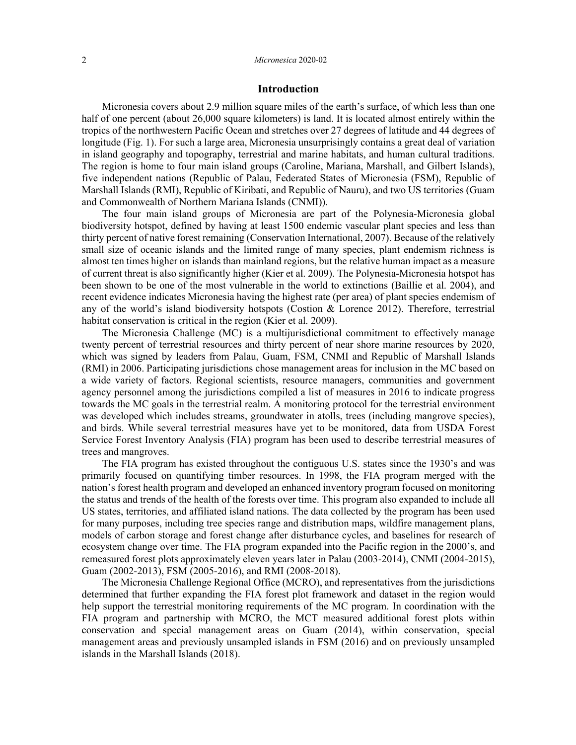## Introduction

Micronesia covers about 2.9 million square miles of the earth's surface, of which less than one half of one percent (about 26,000 square kilometers) is land. It is located almost entirely within the tropics of the northwestern Pacific Ocean and stretches over 27 degrees of latitude and 44 degrees of longitude (Fig. 1). For such a large area, Micronesia unsurprisingly contains a great deal of variation in island geography and topography, terrestrial and marine habitats, and human cultural traditions. The region is home to four main island groups (Caroline, Mariana, Marshall, and Gilbert Islands), five independent nations (Republic of Palau, Federated States of Micronesia (FSM), Republic of Marshall Islands (RMI), Republic of Kiribati, and Republic of Nauru), and two US territories (Guam and Commonwealth of Northern Mariana Islands (CNMI)).

The four main island groups of Micronesia are part of the Polynesia-Micronesia global biodiversity hotspot, defined by having at least 1500 endemic vascular plant species and less than thirty percent of native forest remaining (Conservation International, 2007). Because of the relatively small size of oceanic islands and the limited range of many species, plant endemism richness is almost ten times higher on islands than mainland regions, but the relative human impact as a measure of current threat is also significantly higher (Kier et al. 2009). The Polynesia-Micronesia hotspot has been shown to be one of the most vulnerable in the world to extinctions (Baillie et al. 2004), and recent evidence indicates Micronesia having the highest rate (per area) of plant species endemism of any of the world's island biodiversity hotspots (Costion & Lorence 2012). Therefore, terrestrial habitat conservation is critical in the region (Kier et al. 2009).

The Micronesia Challenge (MC) is a multijurisdictional commitment to effectively manage twenty percent of terrestrial resources and thirty percent of near shore marine resources by 2020, which was signed by leaders from Palau, Guam, FSM, CNMI and Republic of Marshall Islands (RMI) in 2006. Participating jurisdictions chose management areas for inclusion in the MC based on a wide variety of factors. Regional scientists, resource managers, communities and government agency personnel among the jurisdictions compiled a list of measures in 2016 to indicate progress towards the MC goals in the terrestrial realm. A monitoring protocol for the terrestrial environment was developed which includes streams, groundwater in atolls, trees (including mangrove species), and birds. While several terrestrial measures have yet to be monitored, data from USDA Forest Service Forest Inventory Analysis (FIA) program has been used to describe terrestrial measures of trees and mangroves.

The FIA program has existed throughout the contiguous U.S. states since the 1930's and was primarily focused on quantifying timber resources. In 1998, the FIA program merged with the nation's forest health program and developed an enhanced inventory program focused on monitoring the status and trends of the health of the forests over time. This program also expanded to include all US states, territories, and affiliated island nations. The data collected by the program has been used for many purposes, including tree species range and distribution maps, wildfire management plans, models of carbon storage and forest change after disturbance cycles, and baselines for research of ecosystem change over time. The FIA program expanded into the Pacific region in the 2000's, and remeasured forest plots approximately eleven years later in Palau (2003-2014), CNMI (2004-2015), Guam (2002-2013), FSM (2005-2016), and RMI (2008-2018).

The Micronesia Challenge Regional Office (MCRO), and representatives from the jurisdictions determined that further expanding the FIA forest plot framework and dataset in the region would help support the terrestrial monitoring requirements of the MC program. In coordination with the FIA program and partnership with MCRO, the MCT measured additional forest plots within conservation and special management areas on Guam (2014), within conservation, special management areas and previously unsampled islands in FSM (2016) and on previously unsampled islands in the Marshall Islands (2018).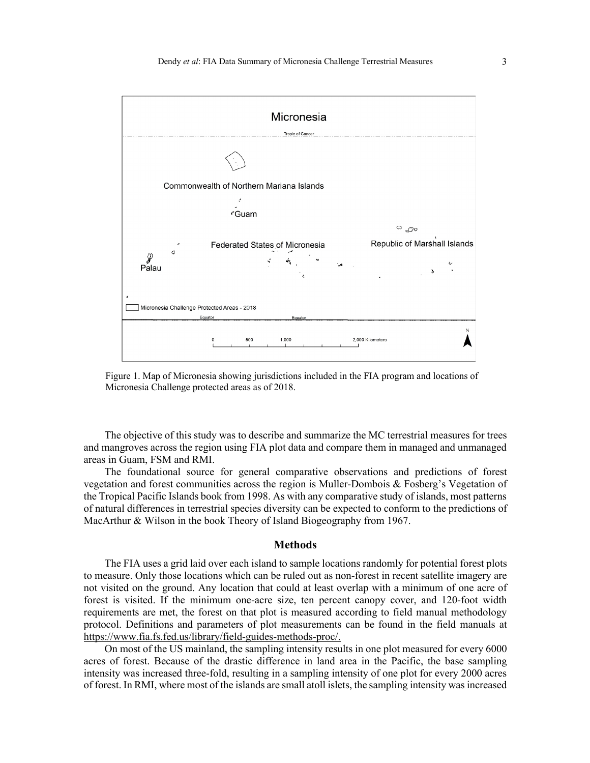Figure 1. Map of Micronesia showing jurisdictions included in the FIA program and locations of Micronesia Challenge protected areas as of 2018.

The objective of this study was to describe and summarize the MC terrestrial measures for trees and mangroves across the region using FIA plot data and compare them in managed and unmanaged areas in Guam, FSM and RMI.

The foundational source for general comparative observations and predictions of forest vegetation and forest communities across the region is Muller-Dombois & Fosberg's Vegetation of the Tropical Pacific Islands book from 1998. As with any comparative study of islands, most patterns of natural differences in terrestrial species diversity can be expected to conform to the predictions of MacArthur & Wilson in the book Theory of Island Biogeography from 1967.

## Methods

The FIA uses a grid laid over each island to sample locations randomly for potential forest plots to measure. Only those locations which can be ruled out as non-forest in recent satellite imagery are not visited on the ground. Any location that could at least overlap with a minimum of one acre of forest is visited. If the minimum one-acre size, ten percent canopy cover, and 120-foot width requirements are met, the forest on that plot is measured according to field manual methodology protocol. Definitions and parameters of plot measurements can be found in the field manuals at https://www.fia.fs.fed.us/library/field-guides-methods-proc/.

On most of the US mainland, the sampling intensity results in one plot measured for every 6000 acres of forest. Because of the drastic difference in land area in the Pacific, the base sampling intensity was increased three-fold, resulting in a sampling intensity of one plot for every 2000 acres of forest. In RMI, where most of the islands are small atoll islets, the sampling intensity was increased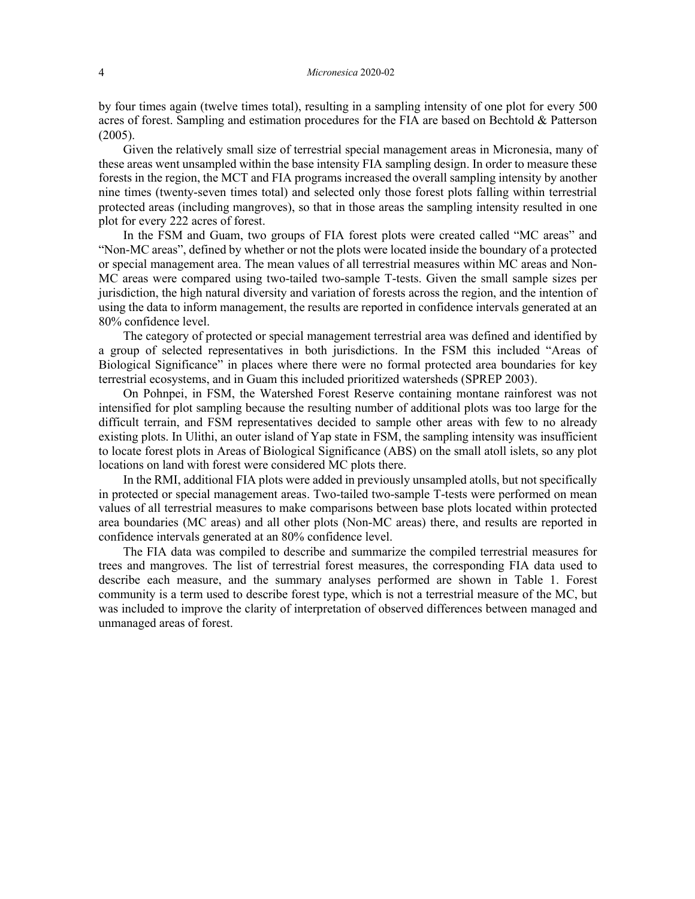by four times again (twelve times total), resulting in a sampling intensity of one plot for every 500 acres of forest. Sampling and estimation procedures for the FIA are based on Bechtold & Patterson (2005).

Given the relatively small size of terrestrial special management areas in Micronesia, many of these areas went unsampled within the base intensity FIA sampling design. In order to measure these forests in the region, the MCT and FIA programs increased the overall sampling intensity by another nine times (twenty-seven times total) and selected only those forest plots falling within terrestrial protected areas (including mangroves), so that in those areas the sampling intensity resulted in one plot for every 222 acres of forest.

In the FSM and Guam, two groups of FIA forest plots were created called "MC areas" and "Non-MC areas", defined by whether or not the plots were located inside the boundary of a protected or special management area. The mean values of all terrestrial measures within MC areas and Non-MC areas were compared using two-tailed two-sample T-tests. Given the small sample sizes per jurisdiction, the high natural diversity and variation of forests across the region, and the intention of using the data to inform management, the results are reported in confidence intervals generated at an 80% confidence level.

The category of protected or special management terrestrial area was defined and identified by a group of selected representatives in both jurisdictions. In the FSM this included "Areas of Biological Significance" in places where there were no formal protected area boundaries for key terrestrial ecosystems, and in Guam this included prioritized watersheds (SPREP 2003).

On Pohnpei, in FSM, the Watershed Forest Reserve containing montane rainforest was not intensified for plot sampling because the resulting number of additional plots was too large for the difficult terrain, and FSM representatives decided to sample other areas with few to no already existing plots. In Ulithi, an outer island of Yap state in FSM, the sampling intensity was insufficient to locate forest plots in Areas of Biological Significance (ABS) on the small atoll islets, so any plot locations on land with forest were considered MC plots there.

In the RMI, additional FIA plots were added in previously unsampled atolls, but not specifically in protected or special management areas. Two-tailed two-sample T-tests were performed on mean values of all terrestrial measures to make comparisons between base plots located within protected area boundaries (MC areas) and all other plots (Non-MC areas) there, and results are reported in confidence intervals generated at an 80% confidence level.

The FIA data was compiled to describe and summarize the compiled terrestrial measures for trees and mangroves. The list of terrestrial forest measures, the corresponding FIA data used to describe each measure, and the summary analyses performed are shown in Table 1. Forest community is a term used to describe forest type, which is not a terrestrial measure of the MC, but was included to improve the clarity of interpretation of observed differences between managed and unmanaged areas of forest.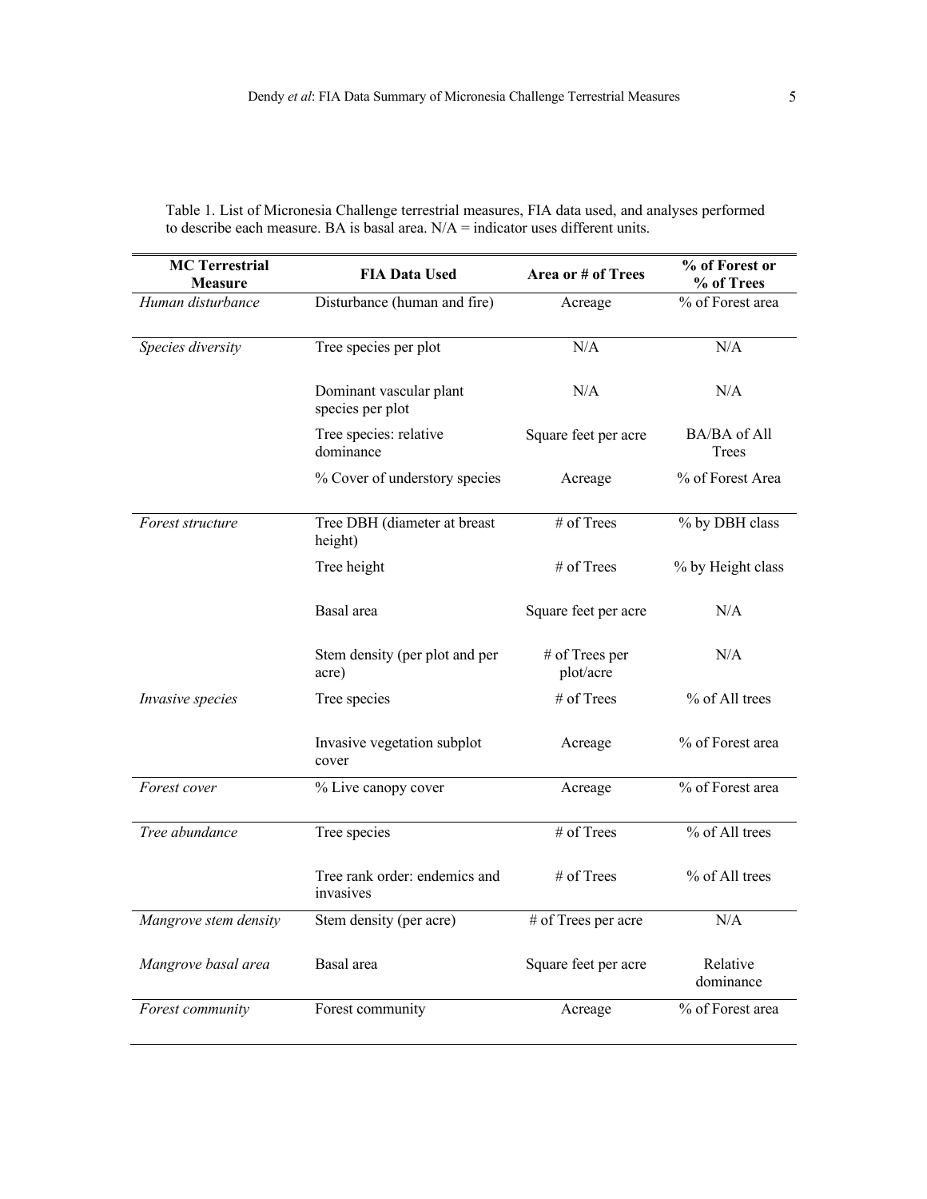Table 1. List of Micronesia Challenge terrestrial measures, FIA data used, and analyses performed to describe each measure. BA is basal area. N/A = indicator uses different units.

| MC Terrestrial Measure | FIA Data Used | Area or # of Trees | % of Forest or % of Trees |
|---|---|---|---|
| *Human disturbance* | Disturbance (human and fire) | Acreage | % of Forest area |
| *Species diversity* | Tree species per plot | N/A | N/A |
| | Dominant vascular plant species per plot | N/A | N/A |
| | Tree species: relative dominance | Square feet per acre | BA/BA of All Trees |
| | % Cover of understory species | Acreage | % of Forest Area |
| *Forest structure* | Tree DBH (diameter at breast height) | # of Trees | % by DBH class |
| | Tree height | # of Trees | % by Height class |
| | Basal area | Square feet per acre | N/A |
| | Stem density (per plot and per acre) | # of Trees per plot/acre | N/A |
| *Invasive species* | Tree species | # of Trees | % of All trees |
| | Invasive vegetation subplot cover | Acreage | % of Forest area |
| *Forest cover* | % Live canopy cover | Acreage | % of Forest area |
| *Tree abundance* | Tree species | # of Trees | % of All trees |
| | Tree rank order: endemics and invasives | # of Trees | % of All trees |
| *Mangrove stem density* | Stem density (per acre) | # of Trees per acre | N/A |
| *Mangrove basal area* | Basal area | Square feet per acre | Relative dominance |
| *Forest community* | Forest community | Acreage | % of Forest area |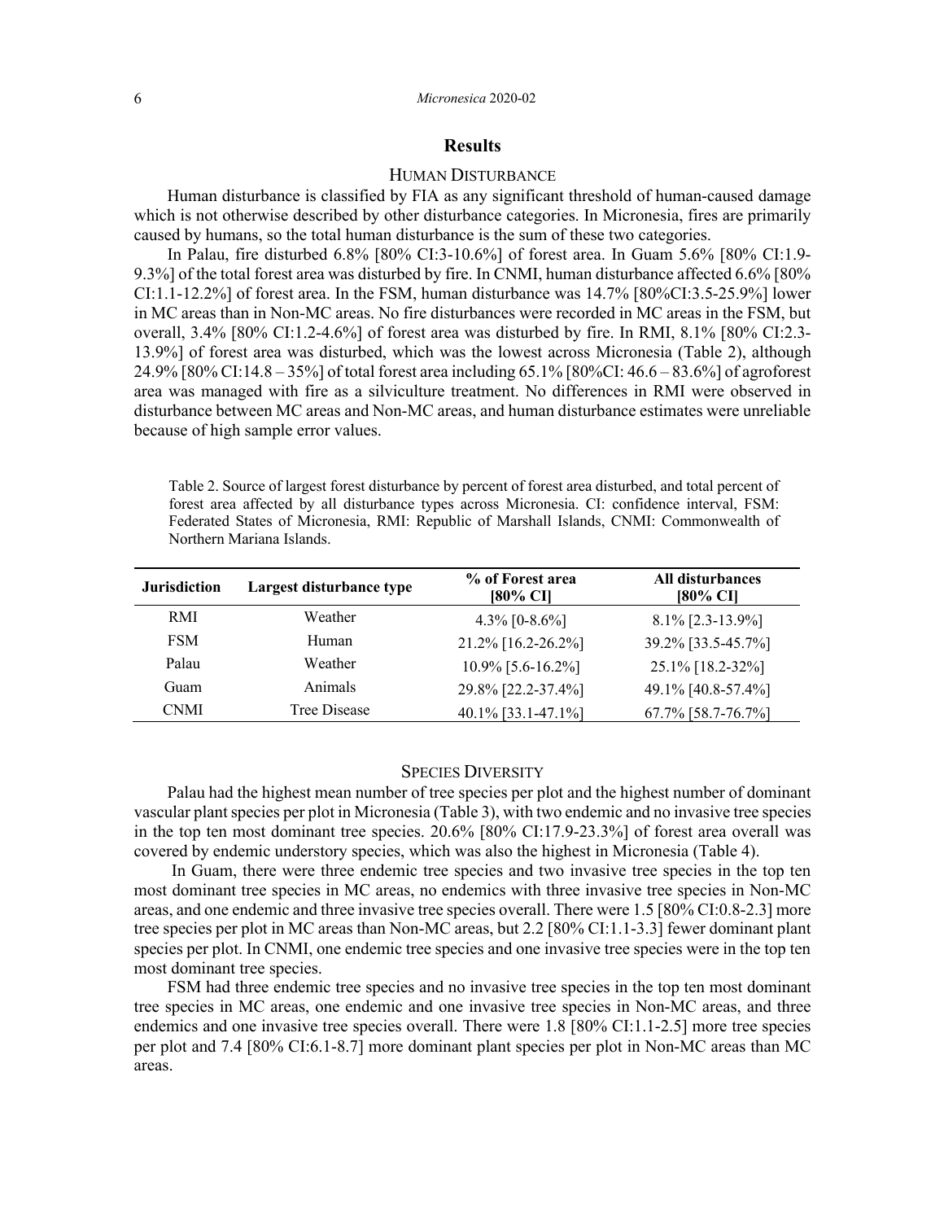## Results

### Human Disturbance

Human disturbance is classified by FIA as any significant threshold of human-caused damage which is not otherwise described by other disturbance categories. In Micronesia, fires are primarily caused by humans, so the total human disturbance is the sum of these two categories.

In Palau, fire disturbed 6.8% [80% CI:3-10.6%] of forest area. In Guam 5.6% [80% CI:1.9-9.3%] of the total forest area was disturbed by fire. In CNMI, human disturbance affected 6.6% [80% CI:1.1-12.2%] of forest area. In the FSM, human disturbance was 14.7% [80%CI:3.5-25.9%] lower in MC areas than in Non-MC areas. No fire disturbances were recorded in MC areas in the FSM, but overall, 3.4% [80% CI:1.2-4.6%] of forest area was disturbed by fire. In RMI, 8.1% [80% CI:2.3-13.9%] of forest area was disturbed, which was the lowest across Micronesia (Table 2), although 24.9% [80% CI:14.8 – 35%] of total forest area including 65.1% [80%CI: 46.6 – 83.6%] of agroforest area was managed with fire as a silviculture treatment. No differences in RMI were observed in disturbance between MC areas and Non-MC areas, and human disturbance estimates were unreliable because of high sample error values.

Table 2. Source of largest forest disturbance by percent of forest area disturbed, and total percent of forest area affected by all disturbance types across Micronesia. CI: confidence interval, FSM: Federated States of Micronesia, RMI: Republic of Marshall Islands, CNMI: Commonwealth of Northern Mariana Islands.

| Jurisdiction | Largest disturbance type | % of Forest area [80% CI] | All disturbances [80% CI] |
|---|---|---|---|
| RMI | Weather | 4.3% [0-8.6%] | 8.1% [2.3-13.9%] |
| FSM | Human | 21.2% [16.2-26.2%] | 39.2% [33.5-45.7%] |
| Palau | Weather | 10.9% [5.6-16.2%] | 25.1% [18.2-32%] |
| Guam | Animals | 29.8% [22.2-37.4%] | 49.1% [40.8-57.4%] |
| CNMI | Tree Disease | 40.1% [33.1-47.1%] | 67.7% [58.7-76.7%] |

### Species Diversity

Palau had the highest mean number of tree species per plot and the highest number of dominant vascular plant species per plot in Micronesia (Table 3), with two endemic and no invasive tree species in the top ten most dominant tree species. 20.6% [80% CI:17.9-23.3%] of forest area overall was covered by endemic understory species, which was also the highest in Micronesia (Table 4).

In Guam, there were three endemic tree species and two invasive tree species in the top ten most dominant tree species in MC areas, no endemics with three invasive tree species in Non-MC areas, and one endemic and three invasive tree species overall. There were 1.5 [80% CI:0.8-2.3] more tree species per plot in MC areas than Non-MC areas, but 2.2 [80% CI:1.1-3.3] fewer dominant plant species per plot. In CNMI, one endemic tree species and one invasive tree species were in the top ten most dominant tree species.

FSM had three endemic tree species and no invasive tree species in the top ten most dominant tree species in MC areas, one endemic and one invasive tree species in Non-MC areas, and three endemics and one invasive tree species overall. There were 1.8 [80% CI:1.1-2.5] more tree species per plot and 7.4 [80% CI:6.1-8.7] more dominant plant species per plot in Non-MC areas than MC areas.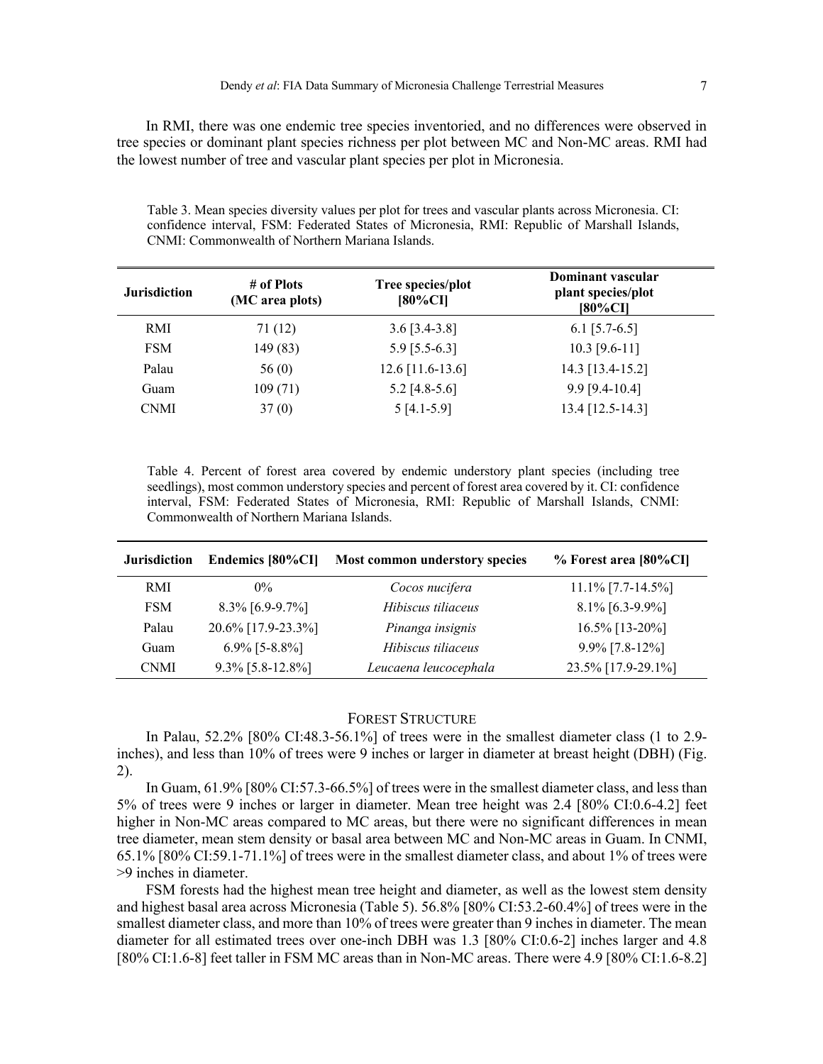In RMI, there was one endemic tree species inventoried, and no differences were observed in tree species or dominant plant species richness per plot between MC and Non-MC areas. RMI had the lowest number of tree and vascular plant species per plot in Micronesia.

Table 3. Mean species diversity values per plot for trees and vascular plants across Micronesia. CI: confidence interval, FSM: Federated States of Micronesia, RMI: Republic of Marshall Islands, CNMI: Commonwealth of Northern Mariana Islands.

| Jurisdiction | # of Plots (MC area plots) | Tree species/plot [80%CI] | Dominant vascular plant species/plot [80%CI] |
|---|---|---|---|
| RMI | 71 (12) | 3.6 [3.4-3.8] | 6.1 [5.7-6.5] |
| FSM | 149 (83) | 5.9 [5.5-6.3] | 10.3 [9.6-11] |
| Palau | 56 (0) | 12.6 [11.6-13.6] | 14.3 [13.4-15.2] |
| Guam | 109 (71) | 5.2 [4.8-5.6] | 9.9 [9.4-10.4] |
| CNMI | 37 (0) | 5 [4.1-5.9] | 13.4 [12.5-14.3] |

Table 4. Percent of forest area covered by endemic understory plant species (including tree seedlings), most common understory species and percent of forest area covered by it. CI: confidence interval, FSM: Federated States of Micronesia, RMI: Republic of Marshall Islands, CNMI: Commonwealth of Northern Mariana Islands.

| Jurisdiction | Endemics [80%CI] | Most common understory species | % Forest area [80%CI] |
|---|---|---|---|
| RMI | 0% | *Cocos nucifera* | 11.1% [7.7-14.5%] |
| FSM | 8.3% [6.9-9.7%] | *Hibiscus tiliaceus* | 8.1% [6.3-9.9%] |
| Palau | 20.6% [17.9-23.3%] | *Pinanga insignis* | 16.5% [13-20%] |
| Guam | 6.9% [5-8.8%] | *Hibiscus tiliaceus* | 9.9% [7.8-12%] |
| CNMI | 9.3% [5.8-12.8%] | *Leucaena leucocephala* | 23.5% [17.9-29.1%] |

## Forest Structure

In Palau, 52.2% [80% CI:48.3-56.1%] of trees were in the smallest diameter class (1 to 2.9-inches), and less than 10% of trees were 9 inches or larger in diameter at breast height (DBH) (Fig. 2).

In Guam, 61.9% [80% CI:57.3-66.5%] of trees were in the smallest diameter class, and less than 5% of trees were 9 inches or larger in diameter. Mean tree height was 2.4 [80% CI:0.6-4.2] feet higher in Non-MC areas compared to MC areas, but there were no significant differences in mean tree diameter, mean stem density or basal area between MC and Non-MC areas in Guam. In CNMI, 65.1% [80% CI:59.1-71.1%] of trees were in the smallest diameter class, and about 1% of trees were >9 inches in diameter.

FSM forests had the highest mean tree height and diameter, as well as the lowest stem density and highest basal area across Micronesia (Table 5). 56.8% [80% CI:53.2-60.4%] of trees were in the smallest diameter class, and more than 10% of trees were greater than 9 inches in diameter. The mean diameter for all estimated trees over one-inch DBH was 1.3 [80% CI:0.6-2] inches larger and 4.8 [80% CI:1.6-8] feet taller in FSM MC areas than in Non-MC areas. There were 4.9 [80% CI:1.6-8.2]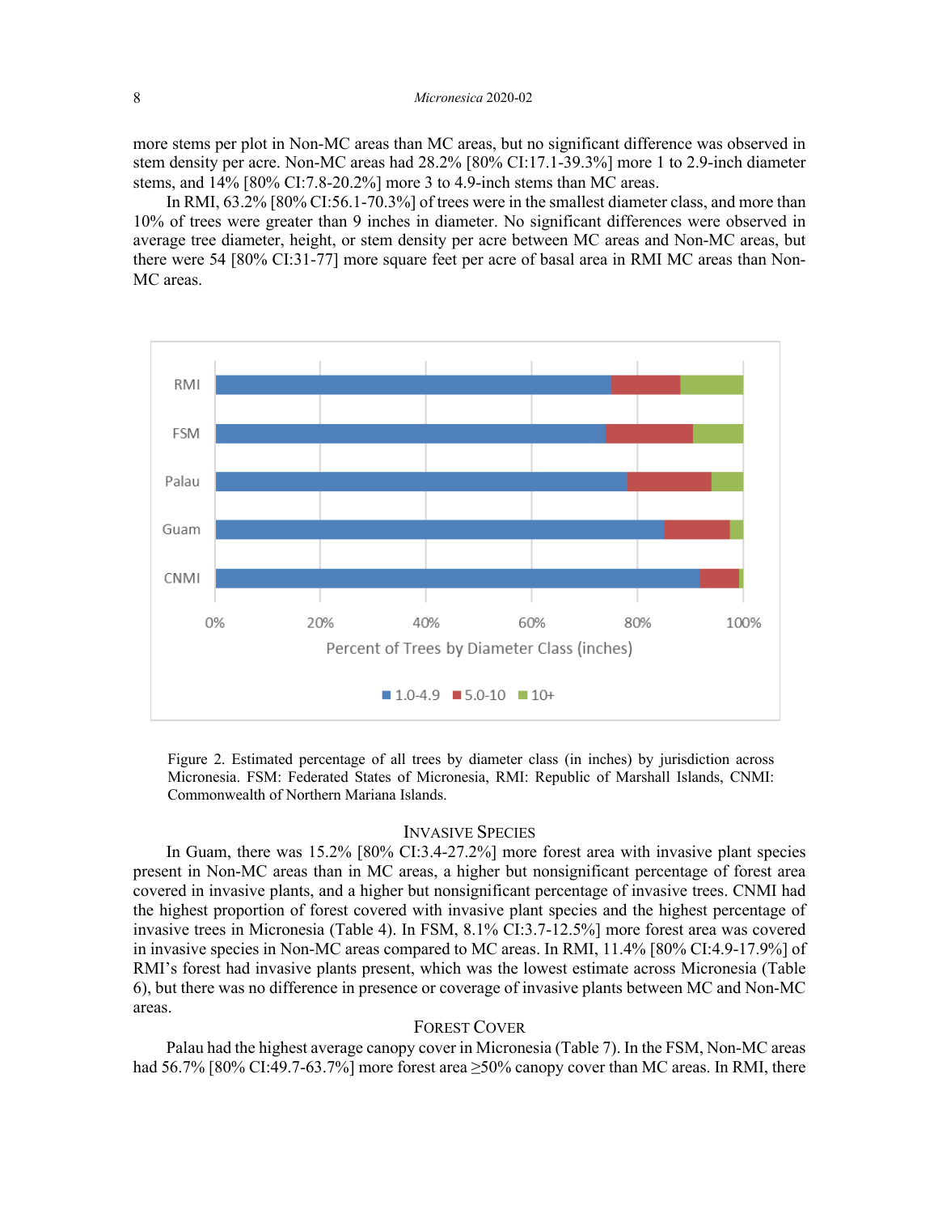more stems per plot in Non-MC areas than MC areas, but no significant difference was observed in stem density per acre. Non-MC areas had 28.2% [80% CI:17.1-39.3%] more 1 to 2.9-inch diameter stems, and 14% [80% CI:7.8-20.2%] more 3 to 4.9-inch stems than MC areas.

In RMI, 63.2% [80% CI:56.1-70.3%] of trees were in the smallest diameter class, and more than 10% of trees were greater than 9 inches in diameter. No significant differences were observed in average tree diameter, height, or stem density per acre between MC areas and Non-MC areas, but there were 54 [80% CI:31-77] more square feet per acre of basal area in RMI MC areas than Non-MC areas.

Figure 2. Estimated percentage of all trees by diameter class (in inches) by jurisdiction across Micronesia. FSM: Federated States of Micronesia, RMI: Republic of Marshall Islands, CNMI: Commonwealth of Northern Mariana Islands.

### Invasive Species

In Guam, there was 15.2% [80% CI:3.4-27.2%] more forest area with invasive plant species present in Non-MC areas than in MC areas, a higher but nonsignificant percentage of forest area covered in invasive plants, and a higher but nonsignificant percentage of invasive trees. CNMI had the highest proportion of forest covered with invasive plant species and the highest percentage of invasive trees in Micronesia (Table 4). In FSM, 8.1% CI:3.7-12.5%] more forest area was covered in invasive species in Non-MC areas compared to MC areas. In RMI, 11.4% [80% CI:4.9-17.9%] of RMI's forest had invasive plants present, which was the lowest estimate across Micronesia (Table 6), but there was no difference in presence or coverage of invasive plants between MC and Non-MC areas.

### Forest Cover

Palau had the highest average canopy cover in Micronesia (Table 7). In the FSM, Non-MC areas had 56.7% [80% CI:49.7-63.7%] more forest area ≥50% canopy cover than MC areas. In RMI, there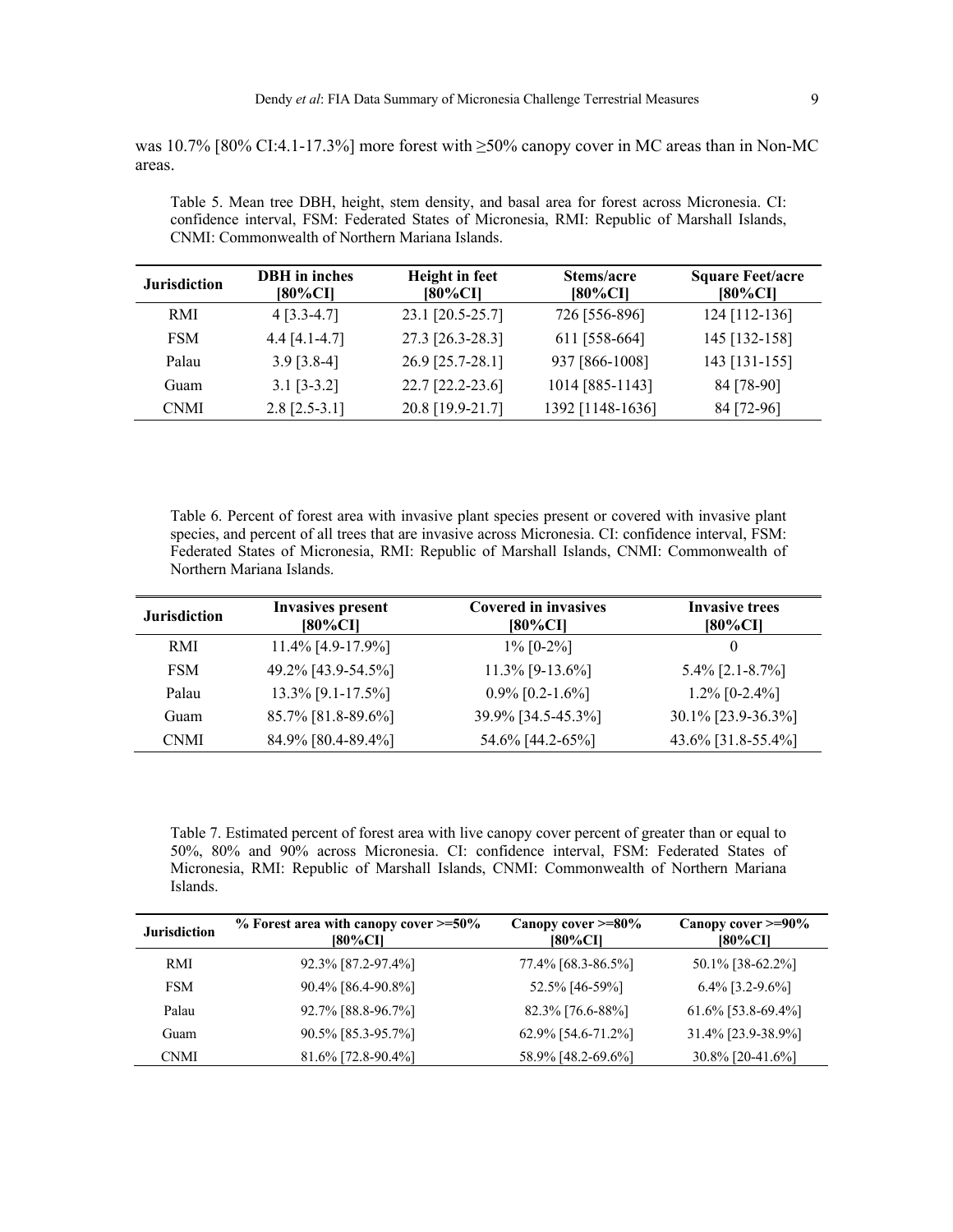was 10.7% [80% CI:4.1-17.3%] more forest with ≥50% canopy cover in MC areas than in Non-MC areas.

Table 5. Mean tree DBH, height, stem density, and basal area for forest across Micronesia. CI: confidence interval, FSM: Federated States of Micronesia, RMI: Republic of Marshall Islands, CNMI: Commonwealth of Northern Mariana Islands.

| Jurisdiction | DBH in inches [80%CI] | Height in feet [80%CI] | Stems/acre [80%CI] | Square Feet/acre [80%CI] |
|---|---|---|---|---|
| RMI | 4 [3.3-4.7] | 23.1 [20.5-25.7] | 726 [556-896] | 124 [112-136] |
| FSM | 4.4 [4.1-4.7] | 27.3 [26.3-28.3] | 611 [558-664] | 145 [132-158] |
| Palau | 3.9 [3.8-4] | 26.9 [25.7-28.1] | 937 [866-1008] | 143 [131-155] |
| Guam | 3.1 [3-3.2] | 22.7 [22.2-23.6] | 1014 [885-1143] | 84 [78-90] |
| CNMI | 2.8 [2.5-3.1] | 20.8 [19.9-21.7] | 1392 [1148-1636] | 84 [72-96] |

Table 6. Percent of forest area with invasive plant species present or covered with invasive plant species, and percent of all trees that are invasive across Micronesia. CI: confidence interval, FSM: Federated States of Micronesia, RMI: Republic of Marshall Islands, CNMI: Commonwealth of Northern Mariana Islands.

| Jurisdiction | Invasives present [80%CI] | Covered in invasives [80%CI] | Invasive trees [80%CI] |
|---|---|---|---|
| RMI | 11.4% [4.9-17.9%] | 1% [0-2%] | 0 |
| FSM | 49.2% [43.9-54.5%] | 11.3% [9-13.6%] | 5.4% [2.1-8.7%] |
| Palau | 13.3% [9.1-17.5%] | 0.9% [0.2-1.6%] | 1.2% [0-2.4%] |
| Guam | 85.7% [81.8-89.6%] | 39.9% [34.5-45.3%] | 30.1% [23.9-36.3%] |
| CNMI | 84.9% [80.4-89.4%] | 54.6% [44.2-65%] | 43.6% [31.8-55.4%] |

Table 7. Estimated percent of forest area with live canopy cover percent of greater than or equal to 50%, 80% and 90% across Micronesia. CI: confidence interval, FSM: Federated States of Micronesia, RMI: Republic of Marshall Islands, CNMI: Commonwealth of Northern Mariana Islands.

| Jurisdiction | % Forest area with canopy cover >=50% [80%CI] | Canopy cover >=80% [80%CI] | Canopy cover >=90% [80%CI] |
|---|---|---|---|
| RMI | 92.3% [87.2-97.4%] | 77.4% [68.3-86.5%] | 50.1% [38-62.2%] |
| FSM | 90.4% [86.4-90.8%] | 52.5% [46-59%] | 6.4% [3.2-9.6%] |
| Palau | 92.7% [88.8-96.7%] | 82.3% [76.6-88%] | 61.6% [53.8-69.4%] |
| Guam | 90.5% [85.3-95.7%] | 62.9% [54.6-71.2%] | 31.4% [23.9-38.9%] |
| CNMI | 81.6% [72.8-90.4%] | 58.9% [48.2-69.6%] | 30.8% [20-41.6%] |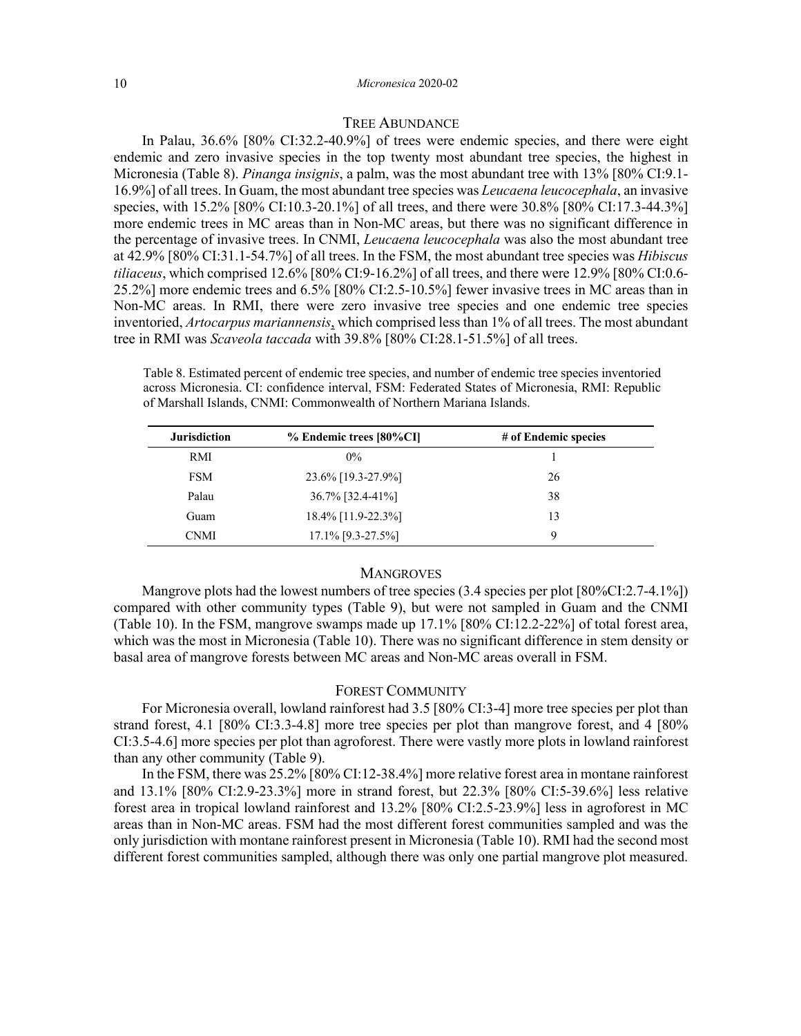## Tree Abundance

In Palau, 36.6% [80% CI:32.2-40.9%] of trees were endemic species, and there were eight endemic and zero invasive species in the top twenty most abundant tree species, the highest in Micronesia (Table 8). *Pinanga insignis*, a palm, was the most abundant tree with 13% [80% CI:9.1-16.9%] of all trees. In Guam, the most abundant tree species was *Leucaena leucocephala*, an invasive species, with 15.2% [80% CI:10.3-20.1%] of all trees, and there were 30.8% [80% CI:17.3-44.3%] more endemic trees in MC areas than in Non-MC areas, but there was no significant difference in the percentage of invasive trees. In CNMI, *Leucaena leucocephala* was also the most abundant tree at 42.9% [80% CI:31.1-54.7%] of all trees. In the FSM, the most abundant tree species was *Hibiscus tiliaceus*, which comprised 12.6% [80% CI:9-16.2%] of all trees, and there were 12.9% [80% CI:0.6-25.2%] more endemic trees and 6.5% [80% CI:2.5-10.5%] fewer invasive trees in MC areas than in Non-MC areas. In RMI, there were zero invasive tree species and one endemic tree species inventoried, *Artocarpus mariannensis*, which comprised less than 1% of all trees. The most abundant tree in RMI was *Scaveola taccada* with 39.8% [80% CI:28.1-51.5%] of all trees.

Table 8. Estimated percent of endemic tree species, and number of endemic tree species inventoried across Micronesia. CI: confidence interval, FSM: Federated States of Micronesia, RMI: Republic of Marshall Islands, CNMI: Commonwealth of Northern Mariana Islands.

| Jurisdiction | % Endemic trees [80%CI] | # of Endemic species |
|---|---|---|
| RMI | 0% | 1 |
| FSM | 23.6% [19.3-27.9%] | 26 |
| Palau | 36.7% [32.4-41%] | 38 |
| Guam | 18.4% [11.9-22.3%] | 13 |
| CNMI | 17.1% [9.3-27.5%] | 9 |

## Mangroves

Mangrove plots had the lowest numbers of tree species (3.4 species per plot [80%CI:2.7-4.1%]) compared with other community types (Table 9), but were not sampled in Guam and the CNMI (Table 10). In the FSM, mangrove swamps made up 17.1% [80% CI:12.2-22%] of total forest area, which was the most in Micronesia (Table 10). There was no significant difference in stem density or basal area of mangrove forests between MC areas and Non-MC areas overall in FSM.

## Forest Community

For Micronesia overall, lowland rainforest had 3.5 [80% CI:3-4] more tree species per plot than strand forest, 4.1 [80% CI:3.3-4.8] more tree species per plot than mangrove forest, and 4 [80% CI:3.5-4.6] more species per plot than agroforest. There were vastly more plots in lowland rainforest than any other community (Table 9).

In the FSM, there was 25.2% [80% CI:12-38.4%] more relative forest area in montane rainforest and 13.1% [80% CI:2.9-23.3%] more in strand forest, but 22.3% [80% CI:5-39.6%] less relative forest area in tropical lowland rainforest and 13.2% [80% CI:2.5-23.9%] less in agroforest in MC areas than in Non-MC areas. FSM had the most different forest communities sampled and was the only jurisdiction with montane rainforest present in Micronesia (Table 10). RMI had the second most different forest communities sampled, although there was only one partial mangrove plot measured.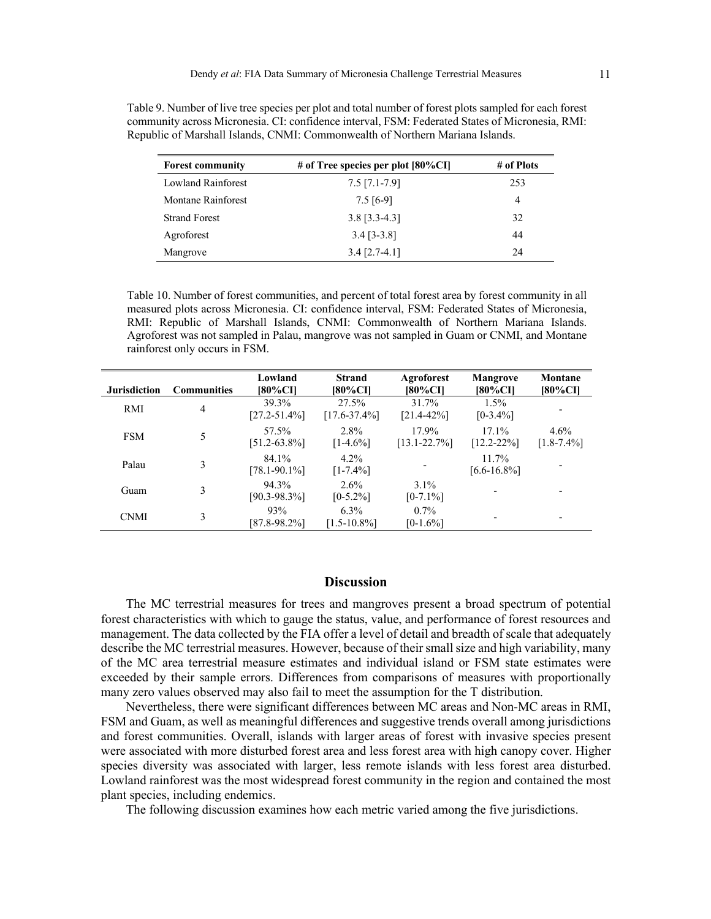Table 9. Number of live tree species per plot and total number of forest plots sampled for each forest community across Micronesia. CI: confidence interval, FSM: Federated States of Micronesia, RMI: Republic of Marshall Islands, CNMI: Commonwealth of Northern Mariana Islands.

| Forest community | # of Tree species per plot [80%CI] | # of Plots |
|---|---|---|
| Lowland Rainforest | 7.5 [7.1-7.9] | 253 |
| Montane Rainforest | 7.5 [6-9] | 4 |
| Strand Forest | 3.8 [3.3-4.3] | 32 |
| Agroforest | 3.4 [3-3.8] | 44 |
| Mangrove | 3.4 [2.7-4.1] | 24 |

Table 10. Number of forest communities, and percent of total forest area by forest community in all measured plots across Micronesia. CI: confidence interval, FSM: Federated States of Micronesia, RMI: Republic of Marshall Islands, CNMI: Commonwealth of Northern Mariana Islands. Agroforest was not sampled in Palau, mangrove was not sampled in Guam or CNMI, and Montane rainforest only occurs in FSM.

| Jurisdiction | Communities | Lowland [80%CI] | Strand [80%CI] | Agroforest [80%CI] | Mangrove [80%CI] | Montane [80%CI] |
|---|---|---|---|---|---|---|
| RMI | 4 | 39.3% [27.2-51.4%] | 27.5% [17.6-37.4%] | 31.7% [21.4-42%] | 1.5% [0-3.4%] | - |
| FSM | 5 | 57.5% [51.2-63.8%] | 2.8% [1-4.6%] | 17.9% [13.1-22.7%] | 17.1% [12.2-22%] | 4.6% [1.8-7.4%] |
| Palau | 3 | 84.1% [78.1-90.1%] | 4.2% [1-7.4%] | - | 11.7% [6.6-16.8%] | - |
| Guam | 3 | 94.3% [90.3-98.3%] | 2.6% [0-5.2%] | 3.1% [0-7.1%] | - | - |
| CNMI | 3 | 93% [87.8-98.2%] | 6.3% [1.5-10.8%] | 0.7% [0-1.6%] | - | - |

## Discussion

The MC terrestrial measures for trees and mangroves present a broad spectrum of potential forest characteristics with which to gauge the status, value, and performance of forest resources and management. The data collected by the FIA offer a level of detail and breadth of scale that adequately describe the MC terrestrial measures. However, because of their small size and high variability, many of the MC area terrestrial measure estimates and individual island or FSM state estimates were exceeded by their sample errors. Differences from comparisons of measures with proportionally many zero values observed may also fail to meet the assumption for the T distribution.

Nevertheless, there were significant differences between MC areas and Non-MC areas in RMI, FSM and Guam, as well as meaningful differences and suggestive trends overall among jurisdictions and forest communities. Overall, islands with larger areas of forest with invasive species present were associated with more disturbed forest area and less forest area with high canopy cover. Higher species diversity was associated with larger, less remote islands with less forest area disturbed. Lowland rainforest was the most widespread forest community in the region and contained the most plant species, including endemics.

The following discussion examines how each metric varied among the five jurisdictions.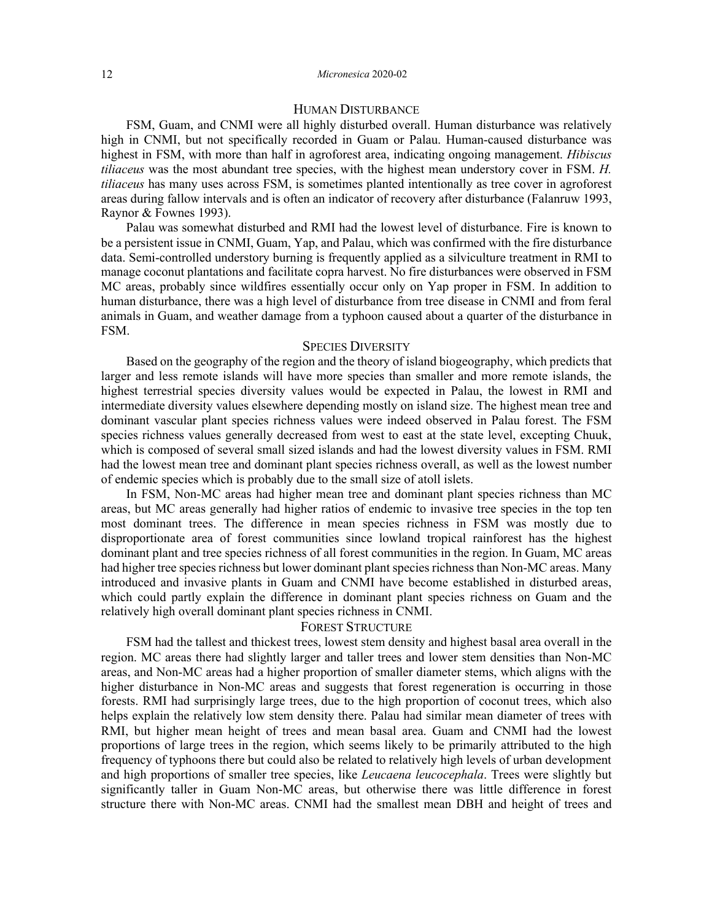## Human Disturbance

FSM, Guam, and CNMI were all highly disturbed overall. Human disturbance was relatively high in CNMI, but not specifically recorded in Guam or Palau. Human-caused disturbance was highest in FSM, with more than half in agroforest area, indicating ongoing management. *Hibiscus tiliaceus* was the most abundant tree species, with the highest mean understory cover in FSM. *H. tiliaceus* has many uses across FSM, is sometimes planted intentionally as tree cover in agroforest areas during fallow intervals and is often an indicator of recovery after disturbance (Falanruw 1993, Raynor & Fownes 1993).

Palau was somewhat disturbed and RMI had the lowest level of disturbance. Fire is known to be a persistent issue in CNMI, Guam, Yap, and Palau, which was confirmed with the fire disturbance data. Semi-controlled understory burning is frequently applied as a silviculture treatment in RMI to manage coconut plantations and facilitate copra harvest. No fire disturbances were observed in FSM MC areas, probably since wildfires essentially occur only on Yap proper in FSM. In addition to human disturbance, there was a high level of disturbance from tree disease in CNMI and from feral animals in Guam, and weather damage from a typhoon caused about a quarter of the disturbance in FSM.

## Species Diversity

Based on the geography of the region and the theory of island biogeography, which predicts that larger and less remote islands will have more species than smaller and more remote islands, the highest terrestrial species diversity values would be expected in Palau, the lowest in RMI and intermediate diversity values elsewhere depending mostly on island size. The highest mean tree and dominant vascular plant species richness values were indeed observed in Palau forest. The FSM species richness values generally decreased from west to east at the state level, excepting Chuuk, which is composed of several small sized islands and had the lowest diversity values in FSM. RMI had the lowest mean tree and dominant plant species richness overall, as well as the lowest number of endemic species which is probably due to the small size of atoll islets.

In FSM, Non-MC areas had higher mean tree and dominant plant species richness than MC areas, but MC areas generally had higher ratios of endemic to invasive tree species in the top ten most dominant trees. The difference in mean species richness in FSM was mostly due to disproportionate area of forest communities since lowland tropical rainforest has the highest dominant plant and tree species richness of all forest communities in the region. In Guam, MC areas had higher tree species richness but lower dominant plant species richness than Non-MC areas. Many introduced and invasive plants in Guam and CNMI have become established in disturbed areas, which could partly explain the difference in dominant plant species richness on Guam and the relatively high overall dominant plant species richness in CNMI.

## Forest Structure

FSM had the tallest and thickest trees, lowest stem density and highest basal area overall in the region. MC areas there had slightly larger and taller trees and lower stem densities than Non-MC areas, and Non-MC areas had a higher proportion of smaller diameter stems, which aligns with the higher disturbance in Non-MC areas and suggests that forest regeneration is occurring in those forests. RMI had surprisingly large trees, due to the high proportion of coconut trees, which also helps explain the relatively low stem density there. Palau had similar mean diameter of trees with RMI, but higher mean height of trees and mean basal area. Guam and CNMI had the lowest proportions of large trees in the region, which seems likely to be primarily attributed to the high frequency of typhoons there but could also be related to relatively high levels of urban development and high proportions of smaller tree species, like *Leucaena leucocephala*. Trees were slightly but significantly taller in Guam Non-MC areas, but otherwise there was little difference in forest structure there with Non-MC areas. CNMI had the smallest mean DBH and height of trees and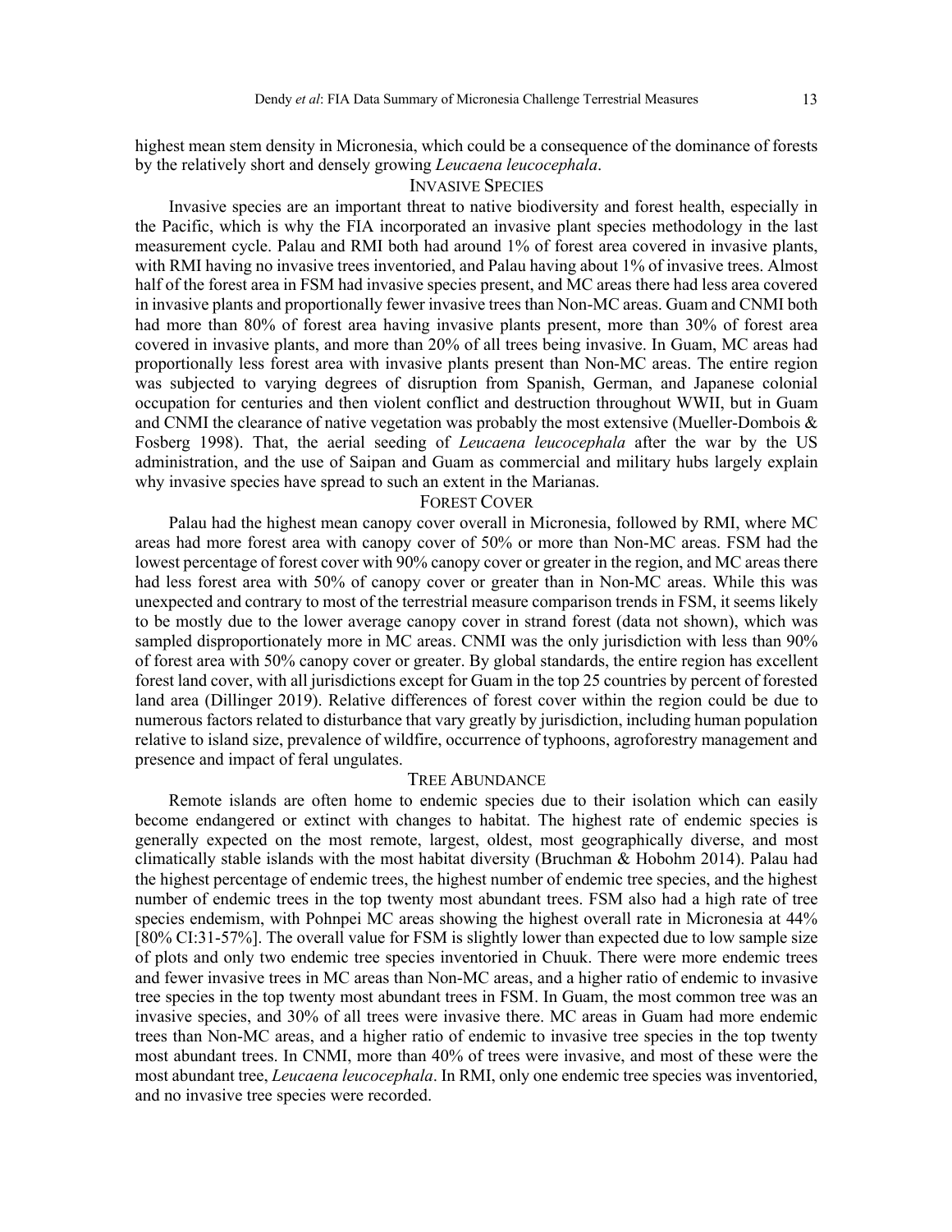highest mean stem density in Micronesia, which could be a consequence of the dominance of forests by the relatively short and densely growing *Leucaena leucocephala*.

### Invasive Species

Invasive species are an important threat to native biodiversity and forest health, especially in the Pacific, which is why the FIA incorporated an invasive plant species methodology in the last measurement cycle. Palau and RMI both had around 1% of forest area covered in invasive plants, with RMI having no invasive trees inventoried, and Palau having about 1% of invasive trees. Almost half of the forest area in FSM had invasive species present, and MC areas there had less area covered in invasive plants and proportionally fewer invasive trees than Non-MC areas. Guam and CNMI both had more than 80% of forest area having invasive plants present, more than 30% of forest area covered in invasive plants, and more than 20% of all trees being invasive. In Guam, MC areas had proportionally less forest area with invasive plants present than Non-MC areas. The entire region was subjected to varying degrees of disruption from Spanish, German, and Japanese colonial occupation for centuries and then violent conflict and destruction throughout WWII, but in Guam and CNMI the clearance of native vegetation was probably the most extensive (Mueller-Dombois & Fosberg 1998). That, the aerial seeding of *Leucaena leucocephala* after the war by the US administration, and the use of Saipan and Guam as commercial and military hubs largely explain why invasive species have spread to such an extent in the Marianas.

### Forest Cover

Palau had the highest mean canopy cover overall in Micronesia, followed by RMI, where MC areas had more forest area with canopy cover of 50% or more than Non-MC areas. FSM had the lowest percentage of forest cover with 90% canopy cover or greater in the region, and MC areas there had less forest area with 50% of canopy cover or greater than in Non-MC areas. While this was unexpected and contrary to most of the terrestrial measure comparison trends in FSM, it seems likely to be mostly due to the lower average canopy cover in strand forest (data not shown), which was sampled disproportionately more in MC areas. CNMI was the only jurisdiction with less than 90% of forest area with 50% canopy cover or greater. By global standards, the entire region has excellent forest land cover, with all jurisdictions except for Guam in the top 25 countries by percent of forested land area (Dillinger 2019). Relative differences of forest cover within the region could be due to numerous factors related to disturbance that vary greatly by jurisdiction, including human population relative to island size, prevalence of wildfire, occurrence of typhoons, agroforestry management and presence and impact of feral ungulates.

### Tree Abundance

Remote islands are often home to endemic species due to their isolation which can easily become endangered or extinct with changes to habitat. The highest rate of endemic species is generally expected on the most remote, largest, oldest, most geographically diverse, and most climatically stable islands with the most habitat diversity (Bruchman & Hobohm 2014). Palau had the highest percentage of endemic trees, the highest number of endemic tree species, and the highest number of endemic trees in the top twenty most abundant trees. FSM also had a high rate of tree species endemism, with Pohnpei MC areas showing the highest overall rate in Micronesia at 44% [80% CI:31-57%]. The overall value for FSM is slightly lower than expected due to low sample size of plots and only two endemic tree species inventoried in Chuuk. There were more endemic trees and fewer invasive trees in MC areas than Non-MC areas, and a higher ratio of endemic to invasive tree species in the top twenty most abundant trees in FSM. In Guam, the most common tree was an invasive species, and 30% of all trees were invasive there. MC areas in Guam had more endemic trees than Non-MC areas, and a higher ratio of endemic to invasive tree species in the top twenty most abundant trees. In CNMI, more than 40% of trees were invasive, and most of these were the most abundant tree, *Leucaena leucocephala*. In RMI, only one endemic tree species was inventoried, and no invasive tree species were recorded.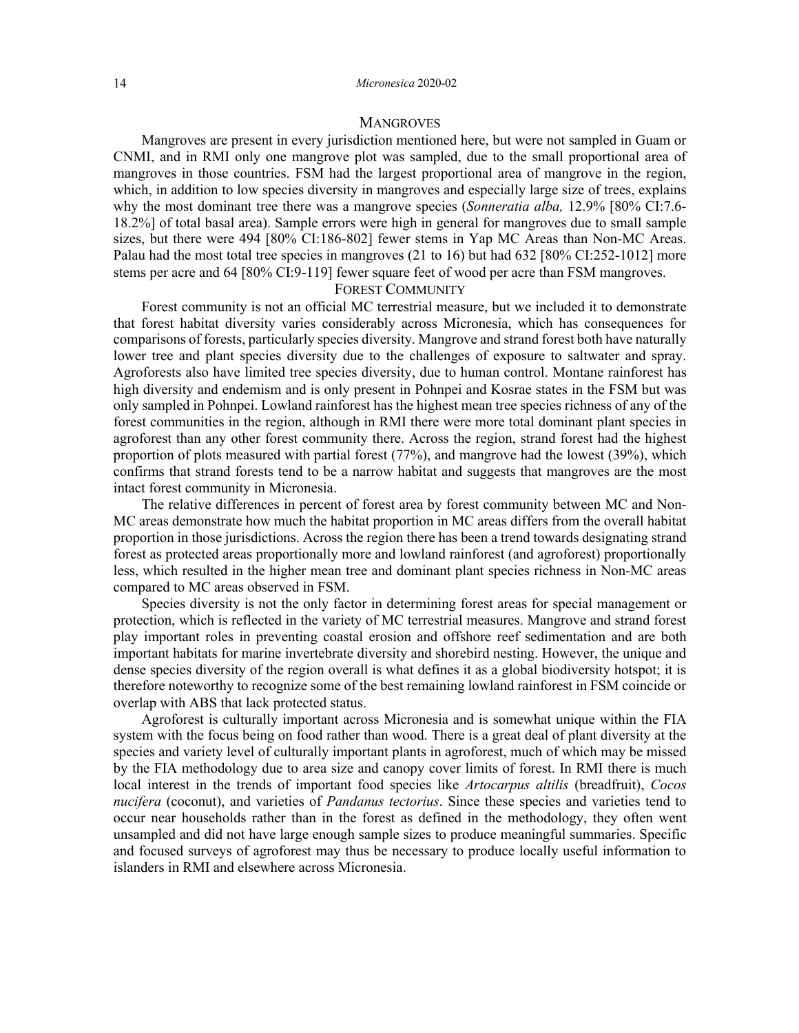## Mangroves

Mangroves are present in every jurisdiction mentioned here, but were not sampled in Guam or CNMI, and in RMI only one mangrove plot was sampled, due to the small proportional area of mangroves in those countries. FSM had the largest proportional area of mangrove in the region, which, in addition to low species diversity in mangroves and especially large size of trees, explains why the most dominant tree there was a mangrove species (*Sonneratia alba,* 12.9% [80% CI:7.6-18.2%] of total basal area). Sample errors were high in general for mangroves due to small sample sizes, but there were 494 [80% CI:186-802] fewer stems in Yap MC Areas than Non-MC Areas. Palau had the most total tree species in mangroves (21 to 16) but had 632 [80% CI:252-1012] more stems per acre and 64 [80% CI:9-119] fewer square feet of wood per acre than FSM mangroves.

## Forest Community

Forest community is not an official MC terrestrial measure, but we included it to demonstrate that forest habitat diversity varies considerably across Micronesia, which has consequences for comparisons of forests, particularly species diversity. Mangrove and strand forest both have naturally lower tree and plant species diversity due to the challenges of exposure to saltwater and spray. Agroforests also have limited tree species diversity, due to human control. Montane rainforest has high diversity and endemism and is only present in Pohnpei and Kosrae states in the FSM but was only sampled in Pohnpei. Lowland rainforest has the highest mean tree species richness of any of the forest communities in the region, although in RMI there were more total dominant plant species in agroforest than any other forest community there. Across the region, strand forest had the highest proportion of plots measured with partial forest (77%), and mangrove had the lowest (39%), which confirms that strand forests tend to be a narrow habitat and suggests that mangroves are the most intact forest community in Micronesia.

The relative differences in percent of forest area by forest community between MC and Non-MC areas demonstrate how much the habitat proportion in MC areas differs from the overall habitat proportion in those jurisdictions. Across the region there has been a trend towards designating strand forest as protected areas proportionally more and lowland rainforest (and agroforest) proportionally less, which resulted in the higher mean tree and dominant plant species richness in Non-MC areas compared to MC areas observed in FSM.

Species diversity is not the only factor in determining forest areas for special management or protection, which is reflected in the variety of MC terrestrial measures. Mangrove and strand forest play important roles in preventing coastal erosion and offshore reef sedimentation and are both important habitats for marine invertebrate diversity and shorebird nesting. However, the unique and dense species diversity of the region overall is what defines it as a global biodiversity hotspot; it is therefore noteworthy to recognize some of the best remaining lowland rainforest in FSM coincide or overlap with ABS that lack protected status.

Agroforest is culturally important across Micronesia and is somewhat unique within the FIA system with the focus being on food rather than wood. There is a great deal of plant diversity at the species and variety level of culturally important plants in agroforest, much of which may be missed by the FIA methodology due to area size and canopy cover limits of forest. In RMI there is much local interest in the trends of important food species like *Artocarpus altilis* (breadfruit), *Cocos nucifera* (coconut), and varieties of *Pandanus tectorius*. Since these species and varieties tend to occur near households rather than in the forest as defined in the methodology, they often went unsampled and did not have large enough sample sizes to produce meaningful summaries. Specific and focused surveys of agroforest may thus be necessary to produce locally useful information to islanders in RMI and elsewhere across Micronesia.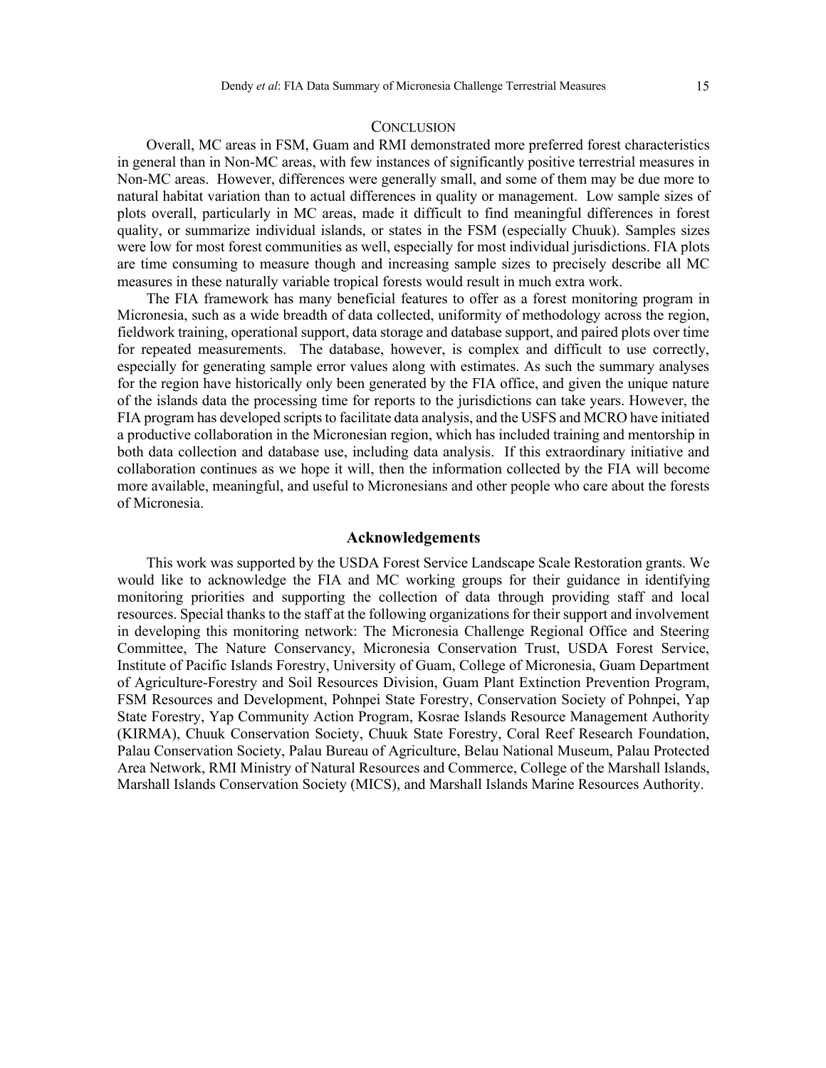## Conclusion

Overall, MC areas in FSM, Guam and RMI demonstrated more preferred forest characteristics in general than in Non-MC areas, with few instances of significantly positive terrestrial measures in Non-MC areas. However, differences were generally small, and some of them may be due more to natural habitat variation than to actual differences in quality or management. Low sample sizes of plots overall, particularly in MC areas, made it difficult to find meaningful differences in forest quality, or summarize individual islands, or states in the FSM (especially Chuuk). Samples sizes were low for most forest communities as well, especially for most individual jurisdictions. FIA plots are time consuming to measure though and increasing sample sizes to precisely describe all MC measures in these naturally variable tropical forests would result in much extra work.

The FIA framework has many beneficial features to offer as a forest monitoring program in Micronesia, such as a wide breadth of data collected, uniformity of methodology across the region, fieldwork training, operational support, data storage and database support, and paired plots over time for repeated measurements. The database, however, is complex and difficult to use correctly, especially for generating sample error values along with estimates. As such the summary analyses for the region have historically only been generated by the FIA office, and given the unique nature of the islands data the processing time for reports to the jurisdictions can take years. However, the FIA program has developed scripts to facilitate data analysis, and the USFS and MCRO have initiated a productive collaboration in the Micronesian region, which has included training and mentorship in both data collection and database use, including data analysis. If this extraordinary initiative and collaboration continues as we hope it will, then the information collected by the FIA will become more available, meaningful, and useful to Micronesians and other people who care about the forests of Micronesia.

## Acknowledgements

This work was supported by the USDA Forest Service Landscape Scale Restoration grants. We would like to acknowledge the FIA and MC working groups for their guidance in identifying monitoring priorities and supporting the collection of data through providing staff and local resources. Special thanks to the staff at the following organizations for their support and involvement in developing this monitoring network: The Micronesia Challenge Regional Office and Steering Committee, The Nature Conservancy, Micronesia Conservation Trust, USDA Forest Service, Institute of Pacific Islands Forestry, University of Guam, College of Micronesia, Guam Department of Agriculture-Forestry and Soil Resources Division, Guam Plant Extinction Prevention Program, FSM Resources and Development, Pohnpei State Forestry, Conservation Society of Pohnpei, Yap State Forestry, Yap Community Action Program, Kosrae Islands Resource Management Authority (KIRMA), Chuuk Conservation Society, Chuuk State Forestry, Coral Reef Research Foundation, Palau Conservation Society, Palau Bureau of Agriculture, Belau National Museum, Palau Protected Area Network, RMI Ministry of Natural Resources and Commerce, College of the Marshall Islands, Marshall Islands Conservation Society (MICS), and Marshall Islands Marine Resources Authority.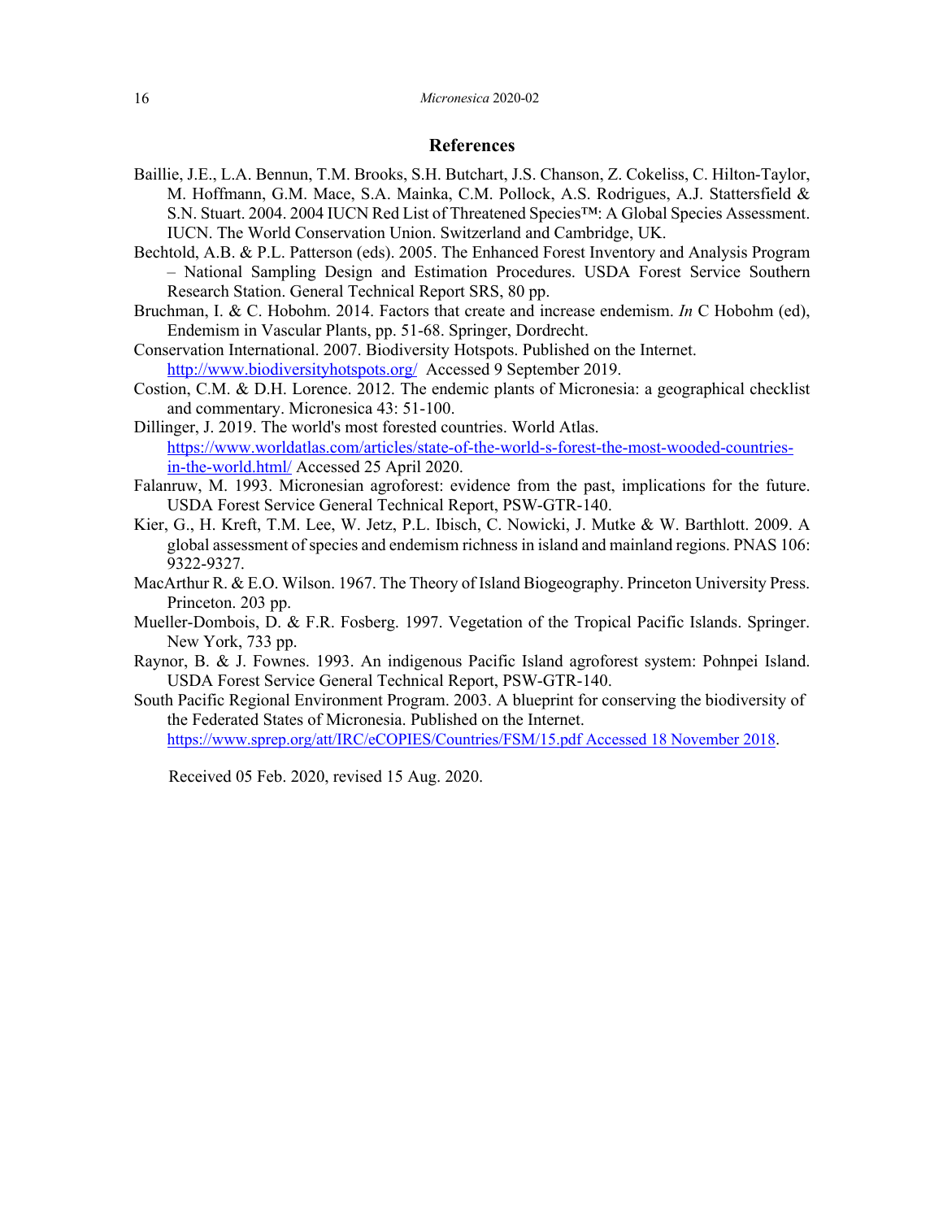## References

Baillie, J.E., L.A. Bennun, T.M. Brooks, S.H. Butchart, J.S. Chanson, Z. Cokeliss, C. Hilton-Taylor, M. Hoffmann, G.M. Mace, S.A. Mainka, C.M. Pollock, A.S. Rodrigues, A.J. Stattersfield & S.N. Stuart. 2004. 2004 IUCN Red List of Threatened Species™: A Global Species Assessment. IUCN. The World Conservation Union. Switzerland and Cambridge, UK.

Bechtold, A.B. & P.L. Patterson (eds). 2005. The Enhanced Forest Inventory and Analysis Program – National Sampling Design and Estimation Procedures. USDA Forest Service Southern Research Station. General Technical Report SRS, 80 pp.

Bruchman, I. & C. Hobohm. 2014. Factors that create and increase endemism. *In* C Hobohm (ed), Endemism in Vascular Plants, pp. 51-68. Springer, Dordrecht.

Conservation International. 2007. Biodiversity Hotspots. Published on the Internet. http://www.biodiversityhotspots.org/ Accessed 9 September 2019.

Costion, C.M. & D.H. Lorence. 2012. The endemic plants of Micronesia: a geographical checklist and commentary. Micronesica 43: 51-100.

Dillinger, J. 2019. The world's most forested countries. World Atlas. https://www.worldatlas.com/articles/state-of-the-world-s-forest-the-most-wooded-countries-in-the-world.html/ Accessed 25 April 2020.

Falanruw, M. 1993. Micronesian agroforest: evidence from the past, implications for the future. USDA Forest Service General Technical Report, PSW-GTR-140.

Kier, G., H. Kreft, T.M. Lee, W. Jetz, P.L. Ibisch, C. Nowicki, J. Mutke & W. Barthlott. 2009. A global assessment of species and endemism richness in island and mainland regions. PNAS 106: 9322-9327.

MacArthur R. & E.O. Wilson. 1967. The Theory of Island Biogeography. Princeton University Press. Princeton. 203 pp.

Mueller-Dombois, D. & F.R. Fosberg. 1997. Vegetation of the Tropical Pacific Islands. Springer. New York, 733 pp.

Raynor, B. & J. Fownes. 1993. An indigenous Pacific Island agroforest system: Pohnpei Island. USDA Forest Service General Technical Report, PSW-GTR-140.

South Pacific Regional Environment Program. 2003. A blueprint for conserving the biodiversity of the Federated States of Micronesia. Published on the Internet. https://www.sprep.org/att/IRC/eCOPIES/Countries/FSM/15.pdf Accessed 18 November 2018.

Received 05 Feb. 2020, revised 15 Aug. 2020.